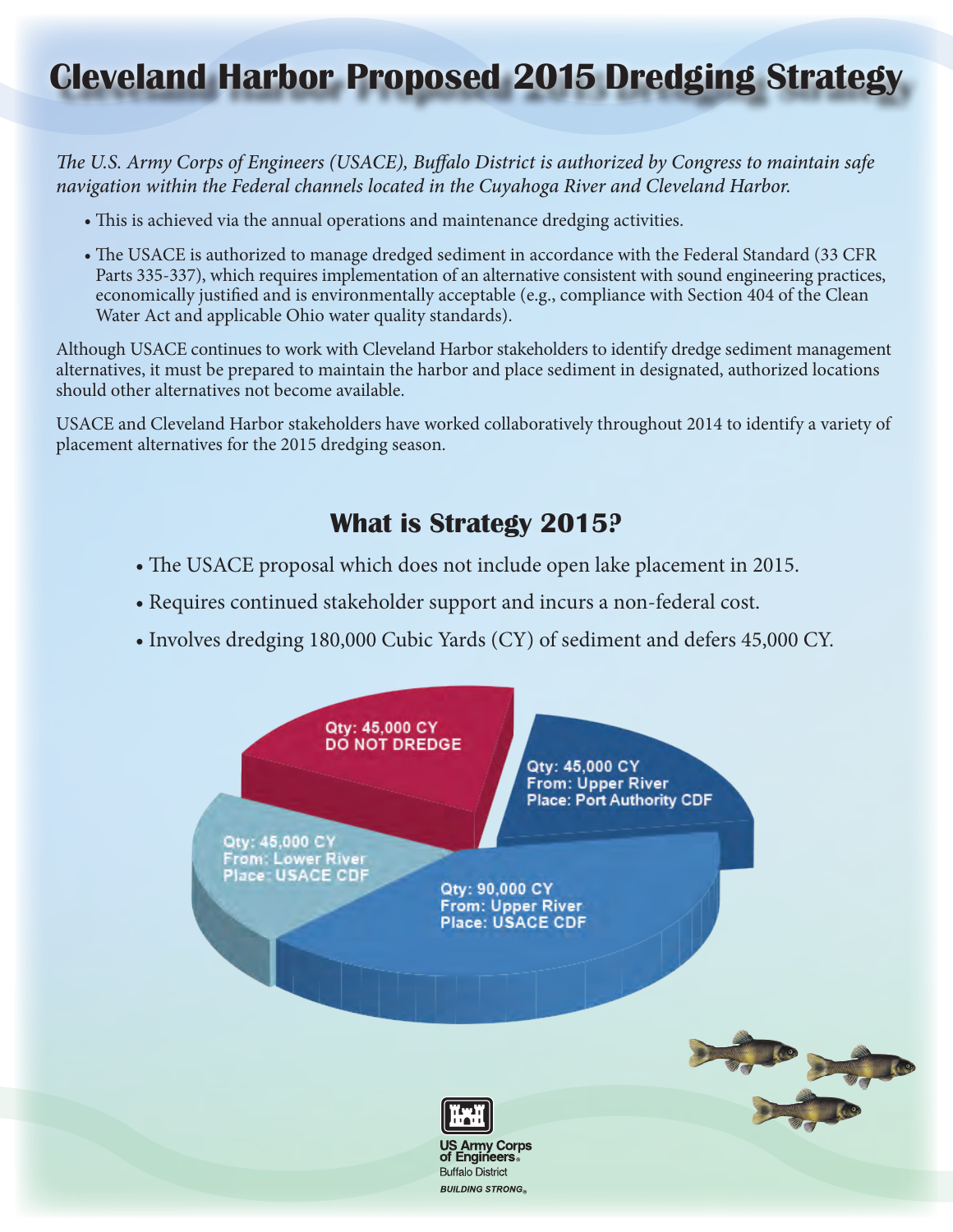# Cleveland Harbor Proposed 2015 Dredging Strategy

*The U.S. Army Corps of Engineers (USACE), Buffalo District is authorized by Congress to maintain safe navigation within the Federal channels located in the Cuyahoga River and Cleveland Harbor.*

- This is achieved via the annual operations and maintenance dredging activities.
- The USACE is authorized to manage dredged sediment in accordance with the Federal Standard (33 CFR Parts 335-337), which requires implementation of an alternative consistent with sound engineering practices, economically justified and is environmentally acceptable (e.g., compliance with Section 404 of the Clean Water Act and applicable Ohio water quality standards).

Although USACE continues to work with Cleveland Harbor stakeholders to identify dredge sediment management alternatives, it must be prepared to maintain the harbor and place sediment in designated, authorized locations should other alternatives not become available.

USACE and Cleveland Harbor stakeholders have worked collaboratively throughout 2014 to identify a variety of placement alternatives for the 2015 dredging season.

## What is Strategy 2015?

- The USACE proposal which does not include open lake placement in 2015.
- Requires continued stakeholder support and incurs a non-federal cost.
- Involves dredging 180,000 Cubic Yards (CY) of sediment and defers 45,000 CY.

**Qty: 45,000 CY**
**DO NOT DREDGE**

**Qty: 45,000 CY**
**From: Upper River**
**Place: Port Authority CDF**

**Qty: 45,000 CY**
**From: Lower River**
**Place: USACE CDF**

**Qty: 90,000 CY**
**From: Upper River**
**Place: USACE CDF**

US Army Corps of Engineers®
Buffalo District
*BUILDING STRONG®*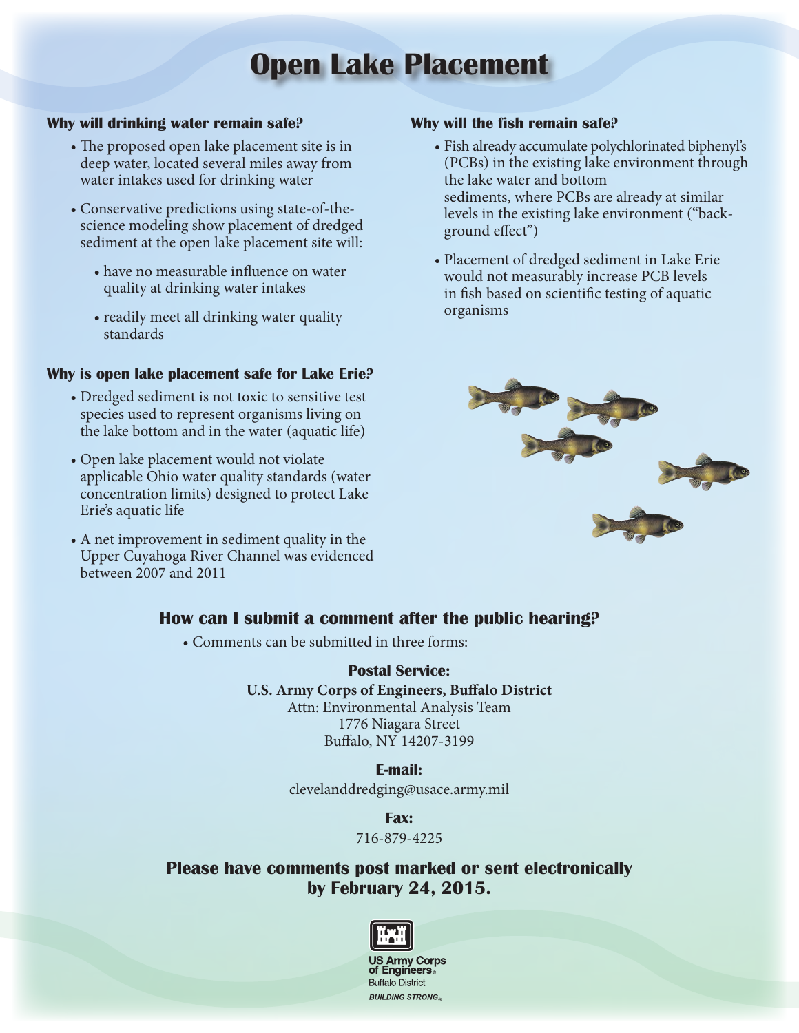# Open Lake Placement

### Why will drinking water remain safe?

- The proposed open lake placement site is in deep water, located several miles away from water intakes used for drinking water
- Conservative predictions using state-of-the-science modeling show placement of dredged sediment at the open lake placement site will:
  - have no measurable influence on water quality at drinking water intakes
  - readily meet all drinking water quality standards

### Why is open lake placement safe for Lake Erie?

- Dredged sediment is not toxic to sensitive test species used to represent organisms living on the lake bottom and in the water (aquatic life)
- Open lake placement would not violate applicable Ohio water quality standards (water concentration limits) designed to protect Lake Erie's aquatic life
- A net improvement in sediment quality in the Upper Cuyahoga River Channel was evidenced between 2007 and 2011

### Why will the fish remain safe?

- Fish already accumulate polychlorinated biphenyl's (PCBs) in the existing lake environment through the lake water and bottom sediments, where PCBs are already at similar levels in the existing lake environment ("background effect")
- Placement of dredged sediment in Lake Erie would not measurably increase PCB levels in fish based on scientific testing of aquatic organisms

## How can I submit a comment after the public hearing?

- Comments can be submitted in three forms:

**Postal Service:**

**U.S. Army Corps of Engineers, Buffalo District**
Attn: Environmental Analysis Team
1776 Niagara Street
Buffalo, NY 14207-3199

**E-mail:**

clevelanddredging@usace.army.mil

**Fax:**

716-879-4225

**Please have comments post marked or sent electronically by February 24, 2015.**

US Army Corps of Engineers
Buffalo District
*BUILDING STRONG*